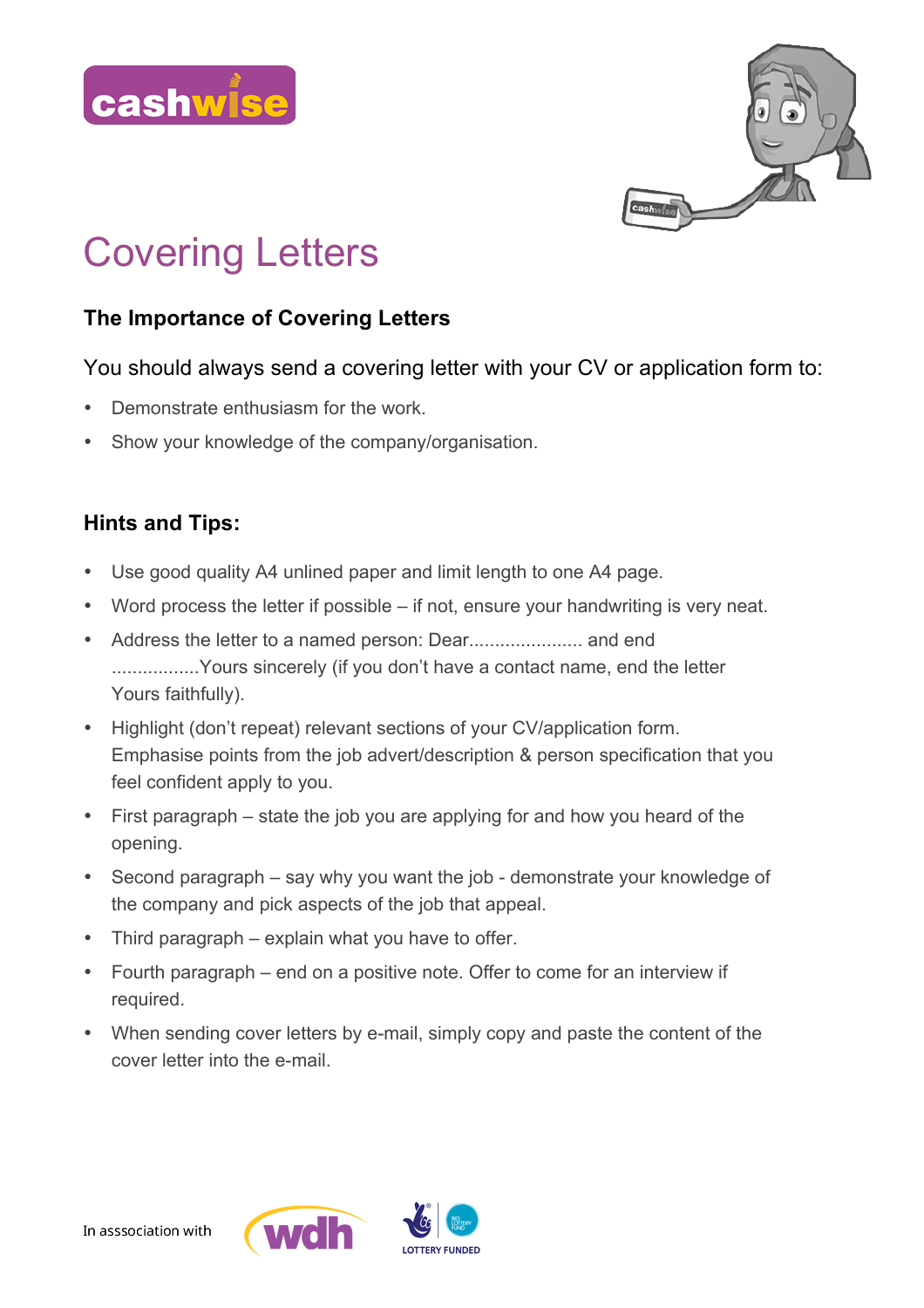# Covering Letters

## The Importance of Covering Letters

You should always send a covering letter with your CV or application form to:

- Demonstrate enthusiasm for the work.
- Show your knowledge of the company/organisation.

## Hints and Tips:

- Use good quality A4 unlined paper and limit length to one A4 page.
- Word process the letter if possible – if not, ensure your handwriting is very neat.
- Address the letter to a named person: Dear...................... and end .................Yours sincerely (if you don't have a contact name, end the letter Yours faithfully).
- Highlight (don't repeat) relevant sections of your CV/application form. Emphasise points from the job advert/description & person specification that you feel confident apply to you.
- First paragraph – state the job you are applying for and how you heard of the opening.
- Second paragraph – say why you want the job - demonstrate your knowledge of the company and pick aspects of the job that appeal.
- Third paragraph – explain what you have to offer.
- Fourth paragraph – end on a positive note. Offer to come for an interview if required.
- When sending cover letters by e-mail, simply copy and paste the content of the cover letter into the e-mail.

In asssociation with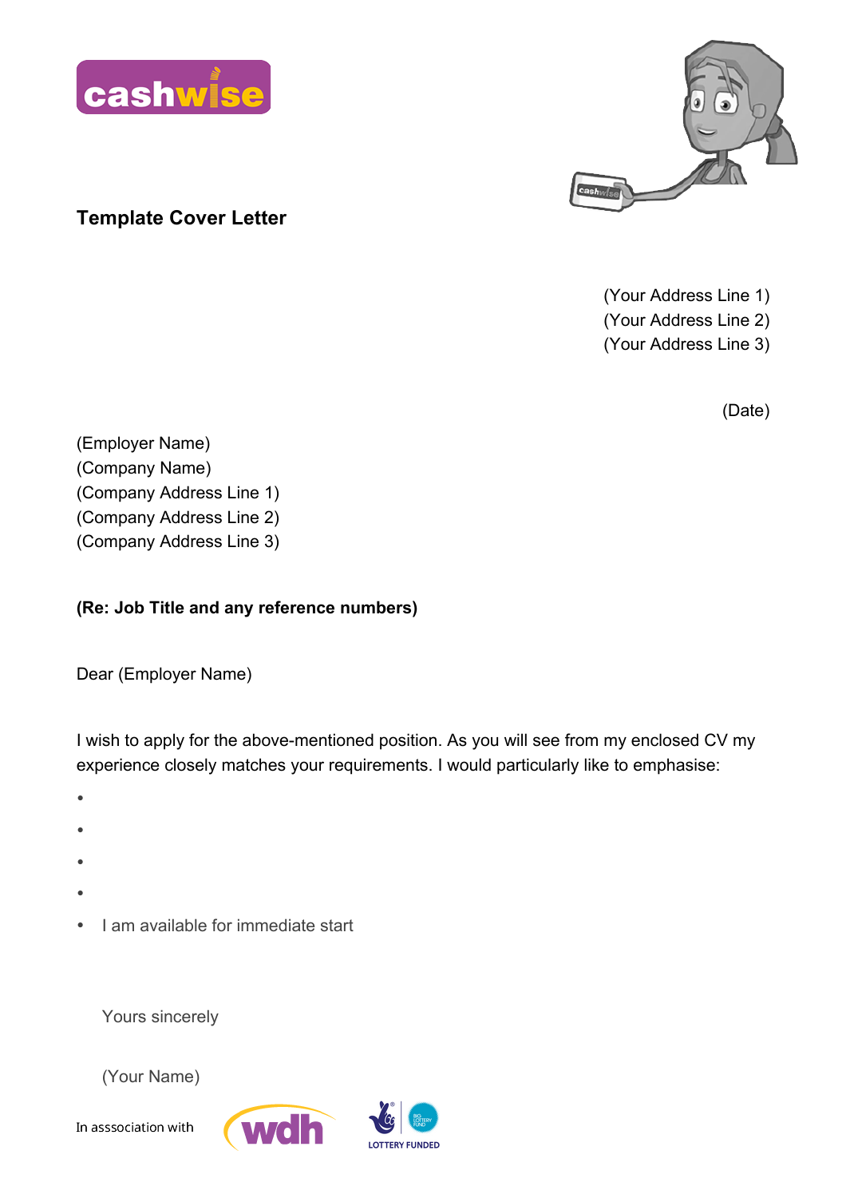cashwise

## Template Cover Letter

(Your Address Line 1)
(Your Address Line 2)
(Your Address Line 3)

(Date)

(Employer Name)
(Company Name)
(Company Address Line 1)
(Company Address Line 2)
(Company Address Line 3)

**(Re: Job Title and any reference numbers)**

Dear (Employer Name)

I wish to apply for the above-mentioned position. As you will see from my enclosed CV my experience closely matches your requirements. I would particularly like to emphasise:

- 
- 
- 
- 
- I am available for immediate start

Yours sincerely

(Your Name)

In asssociation with wdh LOTTERY FUNDED